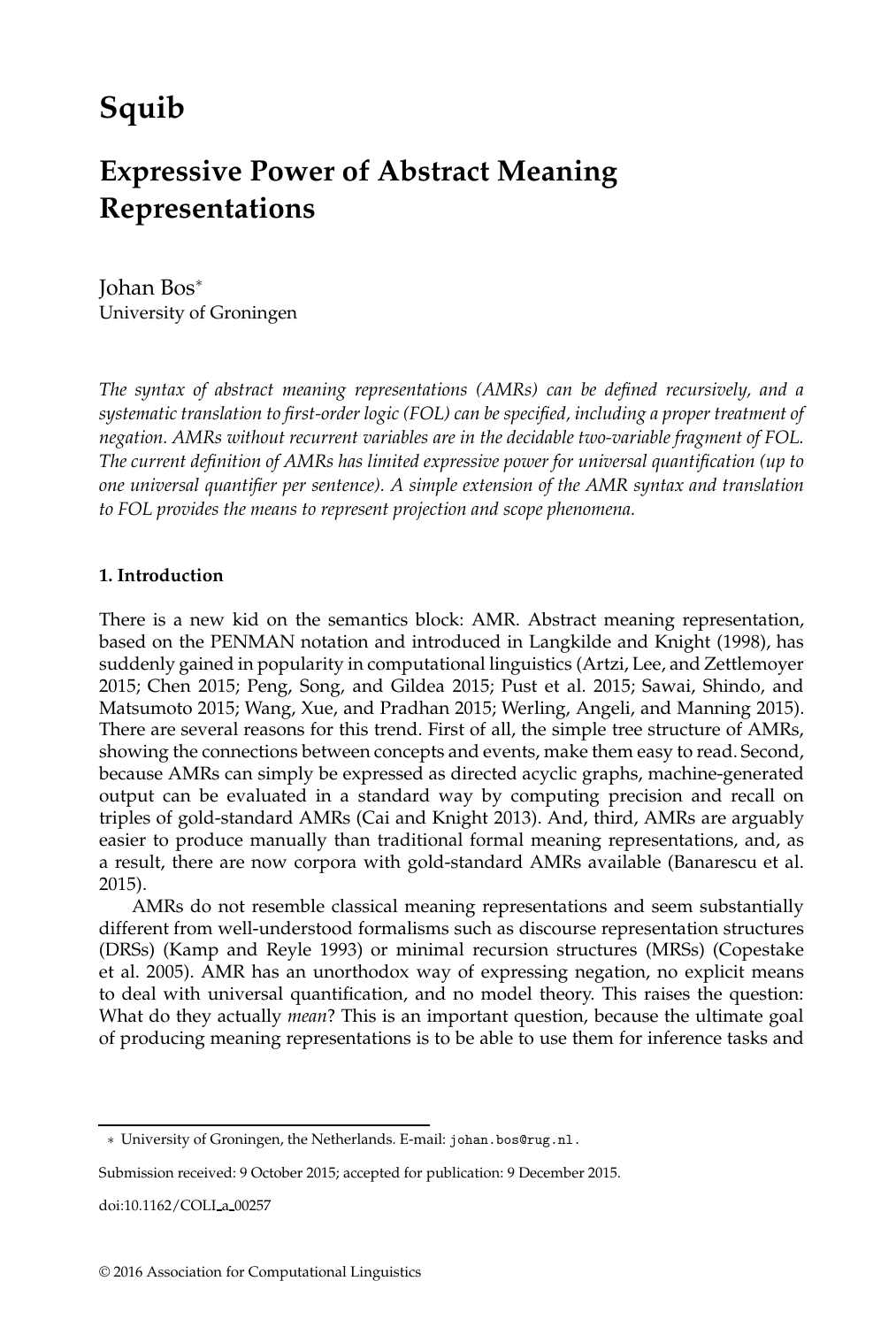# Squib

## Expressive Power of Abstract Meaning Representations

Johan Bos[*]
University of Groningen

*The syntax of abstract meaning representations (AMRs) can be defined recursively, and a systematic translation to first-order logic (FOL) can be specified, including a proper treatment of negation. AMRs without recurrent variables are in the decidable two-variable fragment of FOL. The current definition of AMRs has limited expressive power for universal quantification (up to one universal quantifier per sentence). A simple extension of the AMR syntax and translation to FOL provides the means to represent projection and scope phenomena.*

### 1. Introduction

There is a new kid on the semantics block: AMR. Abstract meaning representation, based on the PENMAN notation and introduced in Langkilde and Knight (1998), has suddenly gained in popularity in computational linguistics (Artzi, Lee, and Zettlemoyer 2015; Chen 2015; Peng, Song, and Gildea 2015; Pust et al. 2015; Sawai, Shindo, and Matsumoto 2015; Wang, Xue, and Pradhan 2015; Werling, Angeli, and Manning 2015). There are several reasons for this trend. First of all, the simple tree structure of AMRs, showing the connections between concepts and events, make them easy to read. Second, because AMRs can simply be expressed as directed acyclic graphs, machine-generated output can be evaluated in a standard way by computing precision and recall on triples of gold-standard AMRs (Cai and Knight 2013). And, third, AMRs are arguably easier to produce manually than traditional formal meaning representations, and, as a result, there are now corpora with gold-standard AMRs available (Banarescu et al. 2015).

AMRs do not resemble classical meaning representations and seem substantially different from well-understood formalisms such as discourse representation structures (DRSs) (Kamp and Reyle 1993) or minimal recursion structures (MRSs) (Copestake et al. 2005). AMR has an unorthodox way of expressing negation, no explicit means to deal with universal quantification, and no model theory. This raises the question: What do they actually *mean*? This is an important question, because the ultimate goal of producing meaning representations is to be able to use them for inference tasks and

[*] University of Groningen, the Netherlands. E-mail: johan.bos@rug.nl.

Submission received: 9 October 2015; accepted for publication: 9 December 2015.

doi:10.1162/COLI_a_00257

© 2016 Association for Computational Linguistics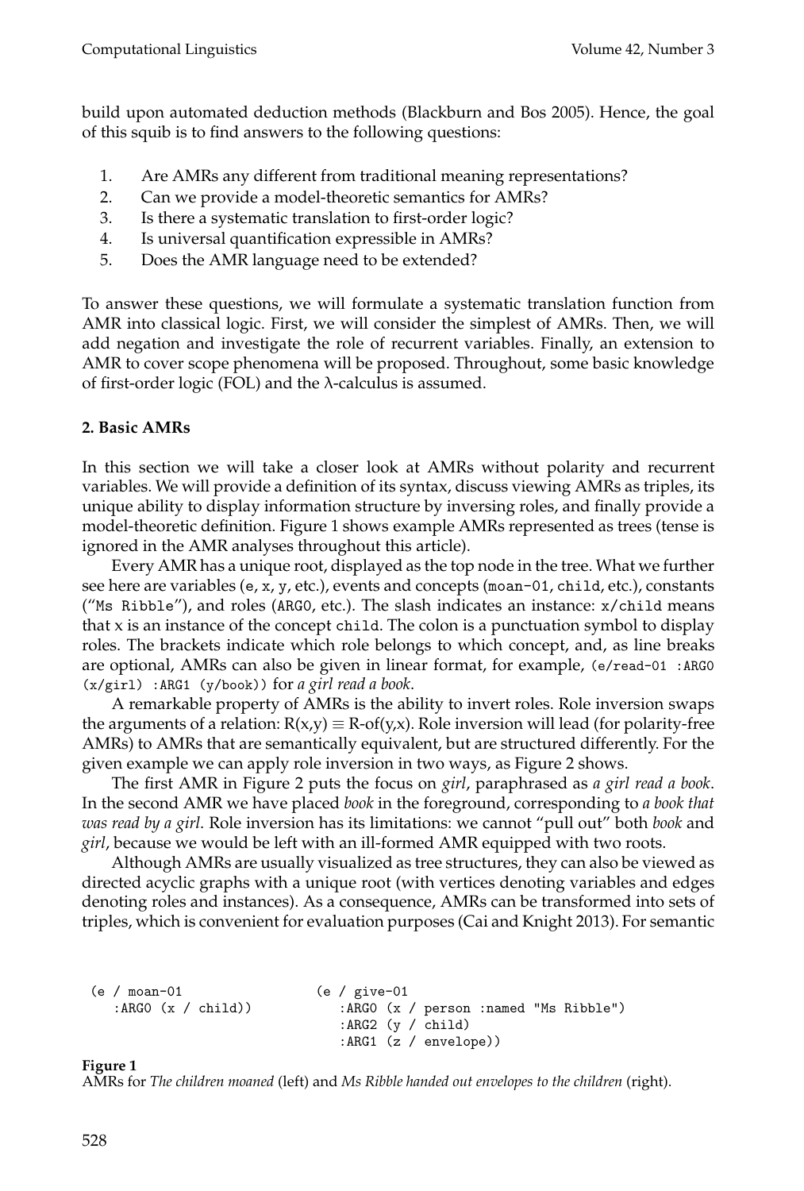build upon automated deduction methods (Blackburn and Bos 2005). Hence, the goal of this squib is to find answers to the following questions:

1. Are AMRs any different from traditional meaning representations?
2. Can we provide a model-theoretic semantics for AMRs?
3. Is there a systematic translation to first-order logic?
4. Is universal quantification expressible in AMRs?
5. Does the AMR language need to be extended?

To answer these questions, we will formulate a systematic translation function from AMR into classical logic. First, we will consider the simplest of AMRs. Then, we will add negation and investigate the role of recurrent variables. Finally, an extension to AMR to cover scope phenomena will be proposed. Throughout, some basic knowledge of first-order logic (FOL) and the λ-calculus is assumed.

## 2. Basic AMRs

In this section we will take a closer look at AMRs without polarity and recurrent variables. We will provide a definition of its syntax, discuss viewing AMRs as triples, its unique ability to display information structure by inversing roles, and finally provide a model-theoretic definition. Figure 1 shows example AMRs represented as trees (tense is ignored in the AMR analyses throughout this article).

Every AMR has a unique root, displayed as the top node in the tree. What we further see here are variables (`e`, `x`, `y`, etc.), events and concepts (`moan-01`, `child`, etc.), constants (“`Ms Ribble`”), and roles (`ARG0`, etc.). The slash indicates an instance: `x/child` means that `x` is an instance of the concept `child`. The colon is a punctuation symbol to display roles. The brackets indicate which role belongs to which concept, and, as line breaks are optional, AMRs can also be given in linear format, for example, `(e/read-01 :ARG0 (x/girl) :ARG1 (y/book))` for *a girl read a book*.

A remarkable property of AMRs is the ability to invert roles. Role inversion swaps the arguments of a relation: R(x,y) ≡ R-of(y,x). Role inversion will lead (for polarity-free AMRs) to AMRs that are semantically equivalent, but are structured differently. For the given example we can apply role inversion in two ways, as Figure 2 shows.

The first AMR in Figure 2 puts the focus on *girl*, paraphrased as *a girl read a book*. In the second AMR we have placed *book* in the foreground, corresponding to *a book that was read by a girl*. Role inversion has its limitations: we cannot “pull out” both *book* and *girl*, because we would be left with an ill-formed AMR equipped with two roots.

Although AMRs are usually visualized as tree structures, they can also be viewed as directed acyclic graphs with a unique root (with vertices denoting variables and edges denoting roles and instances). As a consequence, AMRs can be transformed into sets of triples, which is convenient for evaluation purposes (Cai and Knight 2013). For semantic

```
(e / moan-01                (e / give-01
   :ARG0 (x / child))          :ARG0 (x / person :named "Ms Ribble")
                               :ARG2 (y / child)
                               :ARG1 (z / envelope))
```

**Figure 1**
AMRs for *The children moaned* (left) and *Ms Ribble handed out envelopes to the children* (right).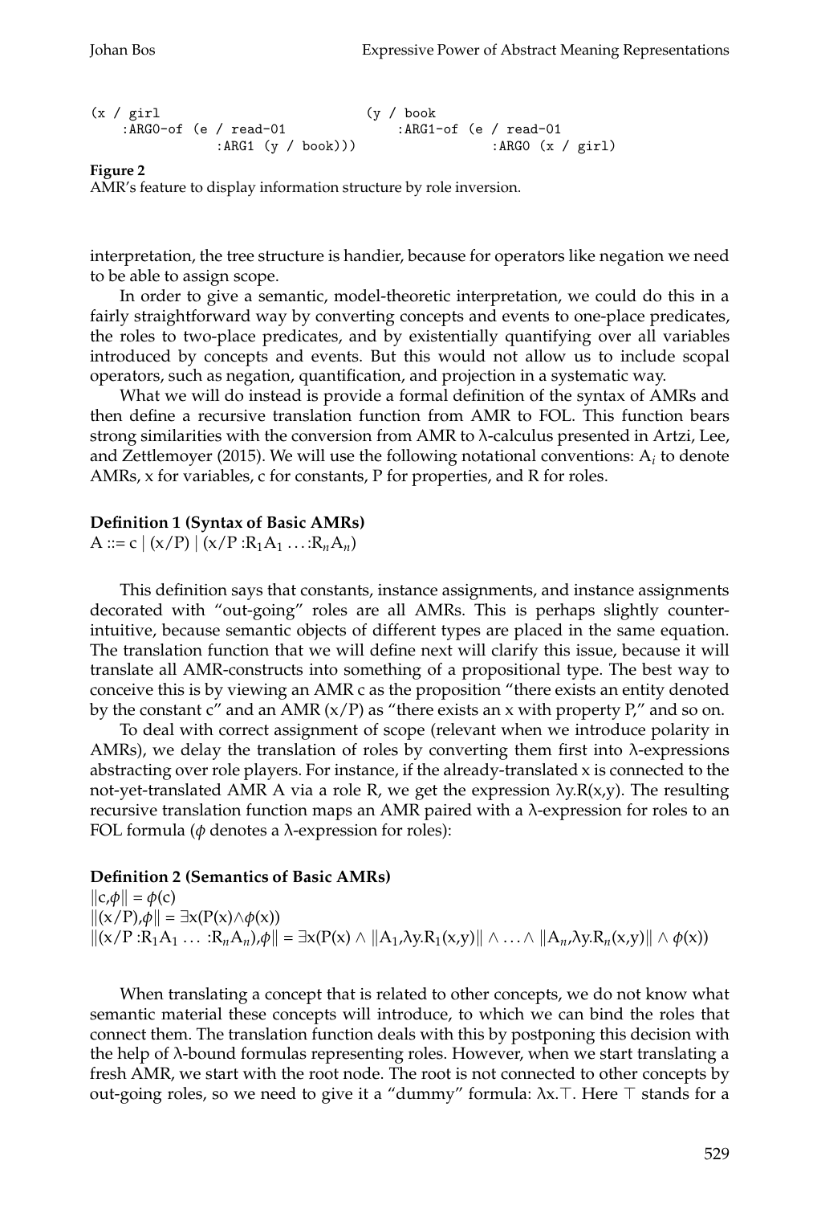```
(x / girl                          (y / book
    :ARG0-of (e / read-01              :ARG1-of (e / read-01
                :ARG1 (y / book)))                 :ARG0 (x / girl)
```

**Figure 2**
AMR's feature to display information structure by role inversion.

interpretation, the tree structure is handier, because for operators like negation we need to be able to assign scope.

In order to give a semantic, model-theoretic interpretation, we could do this in a fairly straightforward way by converting concepts and events to one-place predicates, the roles to two-place predicates, and by existentially quantifying over all variables introduced by concepts and events. But this would not allow us to include scopal operators, such as negation, quantification, and projection in a systematic way.

What we will do instead is provide a formal definition of the syntax of AMRs and then define a recursive translation function from AMR to FOL. This function bears strong similarities with the conversion from AMR to λ-calculus presented in Artzi, Lee, and Zettlemoyer (2015). We will use the following notational conventions: $A_i$ to denote AMRs, x for variables, c for constants, P for properties, and R for roles.

**Definition 1 (Syntax of Basic AMRs)**
$A ::= c \mid (x/P) \mid (x/P :R_1 A_1 \ldots :R_n A_n)$

This definition says that constants, instance assignments, and instance assignments decorated with "out-going" roles are all AMRs. This is perhaps slightly counter-intuitive, because semantic objects of different types are placed in the same equation. The translation function that we will define next will clarify this issue, because it will translate all AMR-constructs into something of a propositional type. The best way to conceive this is by viewing an AMR c as the proposition "there exists an entity denoted by the constant c" and an AMR (x/P) as "there exists an x with property P," and so on.

To deal with correct assignment of scope (relevant when we introduce polarity in AMRs), we delay the translation of roles by converting them first into λ-expressions abstracting over role players. For instance, if the already-translated x is connected to the not-yet-translated AMR A via a role R, we get the expression $\lambda y.R(x,y)$. The resulting recursive translation function maps an AMR paired with a λ-expression for roles to an FOL formula ($\phi$ denotes a λ-expression for roles):

**Definition 2 (Semantics of Basic AMRs)**
$\|c,\phi\| = \phi(c)$
$\|(x/P),\phi\| = \exists x(P(x) \wedge \phi(x))$
$\|(x/P :R_1 A_1 \ldots :R_n A_n),\phi\| = \exists x(P(x) \wedge \|A_1,\lambda y.R_1(x,y)\| \wedge \ldots \wedge \|A_n,\lambda y.R_n(x,y)\| \wedge \phi(x))$

When translating a concept that is related to other concepts, we do not know what semantic material these concepts will introduce, to which we can bind the roles that connect them. The translation function deals with this by postponing this decision with the help of λ-bound formulas representing roles. However, when we start translating a fresh AMR, we start with the root node. The root is not connected to other concepts by out-going roles, so we need to give it a "dummy" formula: $\lambda x.\top$. Here $\top$ stands for a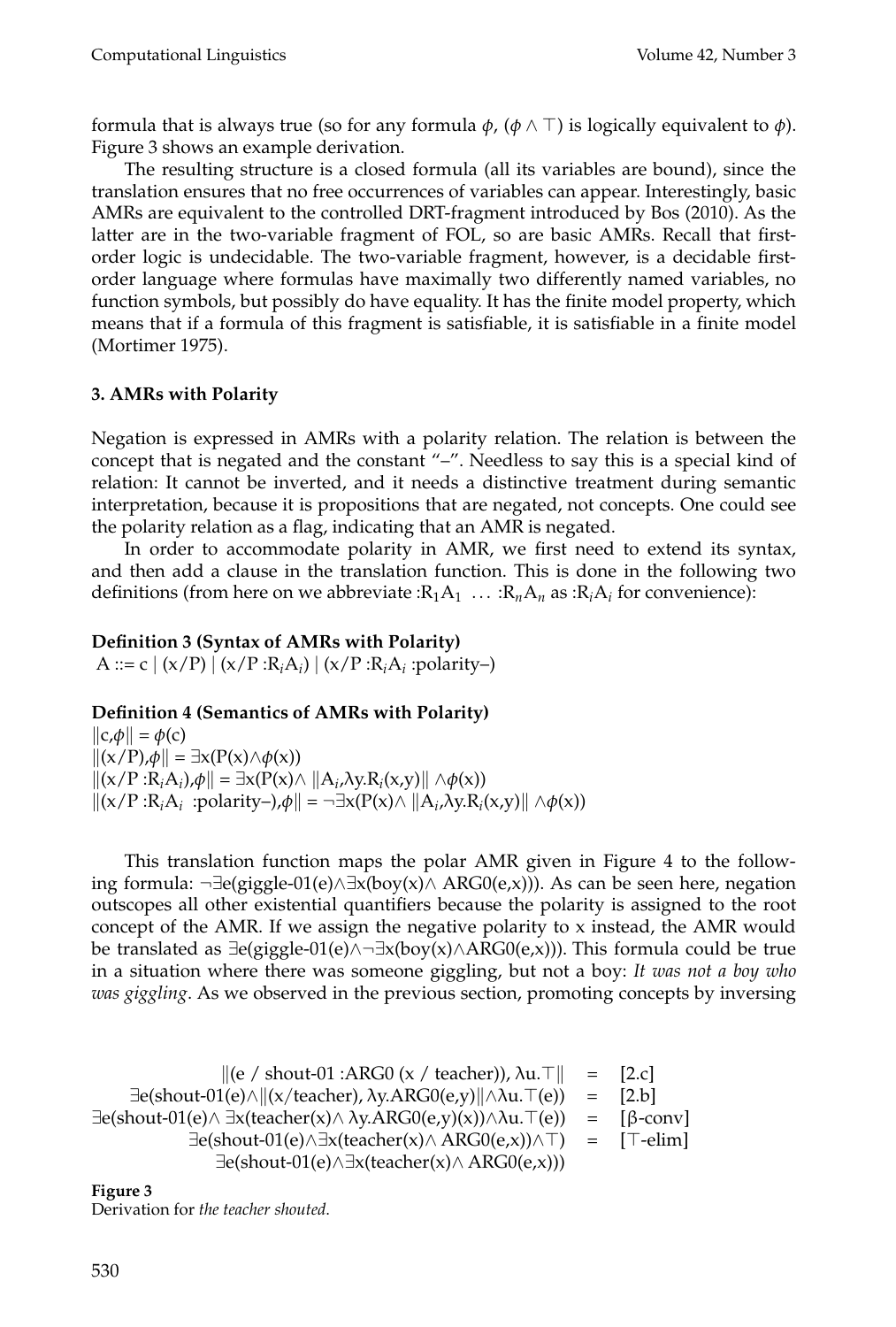formula that is always true (so for any formula $\phi$, $(\phi \wedge \top)$ is logically equivalent to $\phi$). Figure 3 shows an example derivation.

The resulting structure is a closed formula (all its variables are bound), since the translation ensures that no free occurrences of variables can appear. Interestingly, basic AMRs are equivalent to the controlled DRT-fragment introduced by Bos (2010). As the latter are in the two-variable fragment of FOL, so are basic AMRs. Recall that first-order logic is undecidable. The two-variable fragment, however, is a decidable first-order language where formulas have maximally two differently named variables, no function symbols, but possibly do have equality. It has the finite model property, which means that if a formula of this fragment is satisfiable, it is satisfiable in a finite model (Mortimer 1975).

## 3. AMRs with Polarity

Negation is expressed in AMRs with a polarity relation. The relation is between the concept that is negated and the constant "–". Needless to say this is a special kind of relation: It cannot be inverted, and it needs a distinctive treatment during semantic interpretation, because it is propositions that are negated, not concepts. One could see the polarity relation as a flag, indicating that an AMR is negated.

In order to accommodate polarity in AMR, we first need to extend its syntax, and then add a clause in the translation function. This is done in the following two definitions (from here on we abbreviate $:R_1A_1 \ \ldots \ :R_nA_n$ as $:R_iA_i$ for convenience):

**Definition 3 (Syntax of AMRs with Polarity)**
A ::= c | (x/P) | (x/P $:R_iA_i$) | (x/P $:R_iA_i$ :polarity–)

**Definition 4 (Semantics of AMRs with Polarity)**

$\|c,\phi\| = \phi(c)$
$\|(x/P),\phi\| = \exists x(P(x) \wedge \phi(x))$
$\|(x/P :R_iA_i),\phi\| = \exists x(P(x) \wedge \|A_i,\lambda y.R_i(x,y)\| \wedge \phi(x))$
$\|(x/P :R_iA_i \ :polarity–),\phi\| = \neg\exists x(P(x) \wedge \|A_i,\lambda y.R_i(x,y)\| \wedge \phi(x))$

This translation function maps the polar AMR given in Figure 4 to the following formula: $\neg\exists e(\text{giggle-01}(e) \wedge \exists x(\text{boy}(x) \wedge \text{ARG0}(e,x)))$. As can be seen here, negation outscopes all other existential quantifiers because the polarity is assigned to the root concept of the AMR. If we assign the negative polarity to x instead, the AMR would be translated as $\exists e(\text{giggle-01}(e) \wedge \neg\exists x(\text{boy}(x) \wedge \text{ARG0}(e,x)))$. This formula could be true in a situation where there was someone giggling, but not a boy: *It was not a boy who was giggling*. As we observed in the previous section, promoting concepts by inversing

$$
\begin{array}{rcl}
\|(\text{e / shout-01 :ARG0 (x / teacher)}), \lambda u.\top\| & = & [2.c] \\
\exists e(\text{shout-01}(e) \wedge \|(\text{x/teacher}), \lambda y.\text{ARG0}(e,y)\| \wedge \lambda u.\top(e)) & = & [2.b] \\
\exists e(\text{shout-01}(e) \wedge \exists x(\text{teacher}(x) \wedge \lambda y.\text{ARG0}(e,y)(x)) \wedge \lambda u.\top(e)) & = & [\beta\text{-conv}] \\
\exists e(\text{shout-01}(e) \wedge \exists x(\text{teacher}(x) \wedge \text{ARG0}(e,x)) \wedge \top) & = & [\top\text{-elim}] \\
\exists e(\text{shout-01}(e) \wedge \exists x(\text{teacher}(x) \wedge \text{ARG0}(e,x))) & &
\end{array}
$$

**Figure 3**
Derivation for *the teacher shouted.*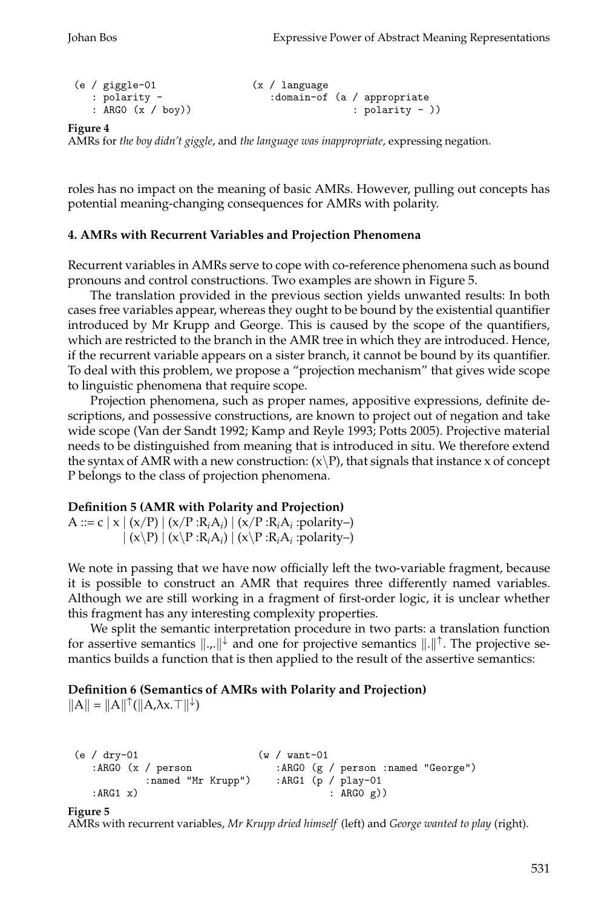```
(e / giggle-01                 (x / language
   : polarity -                   :domain-of (a / appropriate
   : ARG0 (x / boy))                            : polarity - ))
```

**Figure 4**
AMRs for *the boy didn't giggle*, and *the language was inappropriate*, expressing negation.

roles has no impact on the meaning of basic AMRs. However, pulling out concepts has potential meaning-changing consequences for AMRs with polarity.

### 4. AMRs with Recurrent Variables and Projection Phenomena

Recurrent variables in AMRs serve to cope with co-reference phenomena such as bound pronouns and control constructions. Two examples are shown in Figure 5.

The translation provided in the previous section yields unwanted results: In both cases free variables appear, whereas they ought to be bound by the existential quantifier introduced by Mr Krupp and George. This is caused by the scope of the quantifiers, which are restricted to the branch in the AMR tree in which they are introduced. Hence, if the recurrent variable appears on a sister branch, it cannot be bound by its quantifier. To deal with this problem, we propose a "projection mechanism" that gives wide scope to linguistic phenomena that require scope.

Projection phenomena, such as proper names, appositive expressions, definite descriptions, and possessive constructions, are known to project out of negation and take wide scope (Van der Sandt 1992; Kamp and Reyle 1993; Potts 2005). Projective material needs to be distinguished from meaning that is introduced in situ. We therefore extend the syntax of AMR with a new construction: $(x\backslash P)$, that signals that instance x of concept P belongs to the class of projection phenomena.

**Definition 5 (AMR with Polarity and Projection)**
$A ::= c \mid x \mid (x/P) \mid (x/P :R_iA_i) \mid (x/P :R_iA_i :polarity–)$
$\mid (x\backslash P) \mid (x\backslash P :R_iA_i) \mid (x\backslash P :R_iA_i :polarity–)$

We note in passing that we have now officially left the two-variable fragment, because it is possible to construct an AMR that requires three differently named variables. Although we are still working in a fragment of first-order logic, it is unclear whether this fragment has any interesting complexity properties.

We split the semantic interpretation procedure in two parts: a translation function for assertive semantics $\|.,.\|^{\downarrow}$ and one for projective semantics $\|.\|^{\uparrow}$. The projective semantics builds a function that is then applied to the result of the assertive semantics:

**Definition 6 (Semantics of AMRs with Polarity and Projection)**
$\|A\| = \|A\|^{\uparrow}(\|A,\lambda x.\top\|^{\downarrow})$

```
(e / dry-01                    (w / want-01
   :ARG0 (x / person              :ARG0 (g / person :named "George")
          :named "Mr Krupp")      :ARG1 (p / play-01
   :ARG1 x)                                : ARG0 g))
```

**Figure 5**
AMRs with recurrent variables, *Mr Krupp dried himself* (left) and *George wanted to play* (right).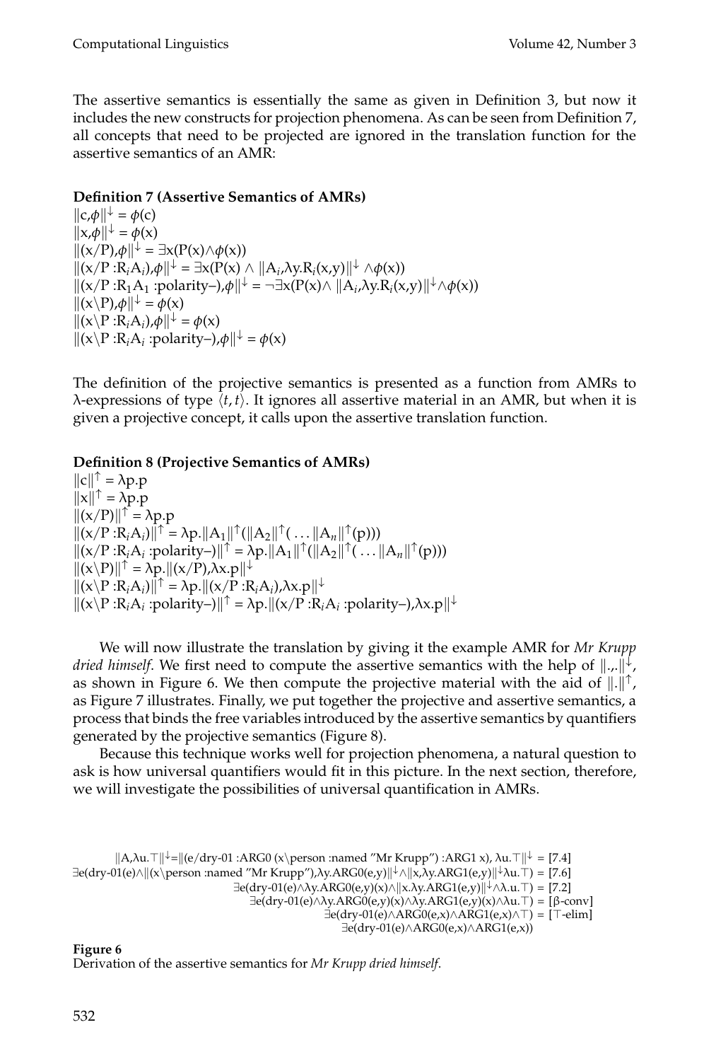The assertive semantics is essentially the same as given in Definition 3, but now it includes the new constructs for projection phenomena. As can be seen from Definition 7, all concepts that need to be projected are ignored in the translation function for the assertive semantics of an AMR:

**Definition 7 (Assertive Semantics of AMRs)**

$\|c,\phi\|^{\downarrow} = \phi(c)$
$\|x,\phi\|^{\downarrow} = \phi(x)$
$\|(x/P),\phi\|^{\downarrow} = \exists x(P(x) \wedge \phi(x))$
$\|(x/P\ {:}R_i A_i),\phi\|^{\downarrow} = \exists x(P(x) \wedge \|A_i,\lambda y.R_i(x,y)\|^{\downarrow} \wedge \phi(x))$
$\|(x/P\ {:}R_1 A_1\ {:}\text{polarity}–),\phi\|^{\downarrow} = \neg\exists x(P(x) \wedge \|A_i,\lambda y.R_i(x,y)\|^{\downarrow} \wedge \phi(x))$
$\|(x\backslash P),\phi\|^{\downarrow} = \phi(x)$
$\|(x\backslash P\ {:}R_i A_i),\phi\|^{\downarrow} = \phi(x)$
$\|(x\backslash P\ {:}R_i A_i\ {:}\text{polarity}–),\phi\|^{\downarrow} = \phi(x)$

The definition of the projective semantics is presented as a function from AMRs to λ-expressions of type $\langle t,t \rangle$. It ignores all assertive material in an AMR, but when it is given a projective concept, it calls upon the assertive translation function.

**Definition 8 (Projective Semantics of AMRs)**

$\|c\|^{\uparrow} = \lambda p.p$
$\|x\|^{\uparrow} = \lambda p.p$
$\|(x/P)\|^{\uparrow} = \lambda p.p$
$\|(x/P\ {:}R_i A_i)\|^{\uparrow} = \lambda p.\|A_1\|^{\uparrow}(\|A_2\|^{\uparrow}(\ldots\|A_n\|^{\uparrow}(p)))$
$\|(x/P\ {:}R_i A_i\ {:}\text{polarity}–)\|^{\uparrow} = \lambda p.\|A_1\|^{\uparrow}(\|A_2\|^{\uparrow}(\ldots\|A_n\|^{\uparrow}(p)))$
$\|(x\backslash P)\|^{\uparrow} = \lambda p.\|(x/P),\lambda x.p\|^{\downarrow}$
$\|(x\backslash P\ {:}R_i A_i)\|^{\uparrow} = \lambda p.\|(x/P\ {:}R_i A_i),\lambda x.p\|^{\downarrow}$
$\|(x\backslash P\ {:}R_i A_i\ {:}\text{polarity}–)\|^{\uparrow} = \lambda p.\|(x/P\ {:}R_i A_i\ {:}\text{polarity}–),\lambda x.p\|^{\downarrow}$

We will now illustrate the translation by giving it the example AMR for *Mr Krupp dried himself*. We first need to compute the assertive semantics with the help of $\|.,.\|^{\downarrow}$, as shown in Figure 6. We then compute the projective material with the aid of $\|.\|^{\uparrow}$, as Figure 7 illustrates. Finally, we put together the projective and assertive semantics, a process that binds the free variables introduced by the assertive semantics by quantifiers generated by the projective semantics (Figure 8).

Because this technique works well for projection phenomena, a natural question to ask is how universal quantifiers would fit in this picture. In the next section, therefore, we will investigate the possibilities of universal quantification in AMRs.

$$
\begin{aligned}
\|A,\lambda u.\top\|^{\downarrow} = \|(e/\text{dry-01}\ {:}\text{ARG0}\ (x\backslash \text{person}\ {:}\text{named ''Mr Krupp''})\ {:}\text{ARG1}\ x), \lambda u.\top\|^{\downarrow} &= [7.4]\\
\exists e(\text{dry-01}(e) \wedge \|(x\backslash \text{person}\ {:}\text{named ''Mr Krupp''}),\lambda y.\text{ARG0}(e,y)\|^{\downarrow} \wedge \|x,\lambda y.\text{ARG1}(e,y)\|^{\downarrow} \lambda u.\top) &= [7.6]\\
\exists e(\text{dry-01}(e) \wedge \lambda y.\text{ARG0}(e,y)(x) \wedge \|x.\lambda y.\text{ARG1}(e,y)\|^{\downarrow} \wedge \lambda.u.\top) &= [7.2]\\
\exists e(\text{dry-01}(e) \wedge \lambda y.\text{ARG0}(e,y)(x) \wedge \lambda y.\text{ARG1}(e,y)(x) \wedge \lambda u.\top) &= [\beta\text{-conv}]\\
\exists e(\text{dry-01}(e) \wedge \text{ARG0}(e,x) \wedge \text{ARG1}(e,x) \wedge \top) &= [\top\text{-elim}]\\
\exists e(\text{dry-01}(e) \wedge \text{ARG0}(e,x) \wedge \text{ARG1}(e,x))&
\end{aligned}
$$

**Figure 6**
Derivation of the assertive semantics for *Mr Krupp dried himself*.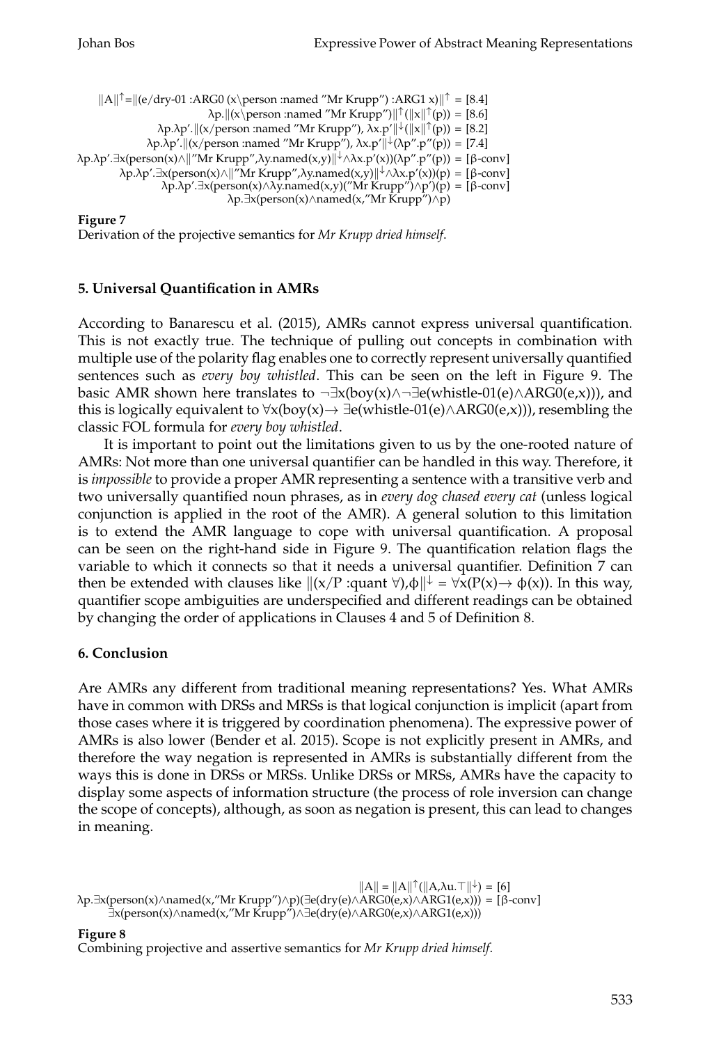$$
\begin{aligned}
\|A\|^{\uparrow} = \|(e/\text{dry-01 :ARG0 } (x\backslash\text{person :named "Mr Krupp"}) \text{ :ARG1 } x)\|^{\uparrow} &= [8.4] \\
\lambda p.\|(x\backslash\text{person :named "Mr Krupp"})\|^{\uparrow}(\|x\|^{\uparrow}(p)) &= [8.6] \\
\lambda p.\lambda p'.\|(x/\text{person :named "Mr Krupp"}), \lambda x.p'\|^{\downarrow}(\|x\|^{\uparrow}(p)) &= [8.2] \\
\lambda p.\lambda p'.\|(x/\text{person :named "Mr Krupp"}), \lambda x.p'\|^{\downarrow}(\lambda p''.p''(p)) &= [7.4] \\
\lambda p.\lambda p'.\exists x(\text{person}(x)\wedge\|\text{"Mr Krupp"},\lambda y.\text{named}(x,y)\|^{\downarrow}\wedge\lambda x.p'(x))(\lambda p''.p''(p)) &= [\beta\text{-conv}] \\
\lambda p.\lambda p'.\exists x(\text{person}(x)\wedge\|\text{"Mr Krupp"},\lambda y.\text{named}(x,y)\|^{\downarrow}\wedge\lambda x.p'(x))(p) &= [\beta\text{-conv}] \\
\lambda p.\lambda p'.\exists x(\text{person}(x)\wedge\lambda y.\text{named}(x,y)(\text{"Mr Krupp"})\wedge p')(p) &= [\beta\text{-conv}] \\
\lambda p.\exists x(\text{person}(x)\wedge\text{named}(x,\text{"Mr Krupp"})\wedge p)&
\end{aligned}
$$

**Figure 7**
Derivation of the projective semantics for *Mr Krupp dried himself*.

### 5. Universal Quantification in AMRs

According to Banarescu et al. (2015), AMRs cannot express universal quantification. This is not exactly true. The technique of pulling out concepts in combination with multiple use of the polarity flag enables one to correctly represent universally quantified sentences such as *every boy whistled*. This can be seen on the left in Figure 9. The basic AMR shown here translates to $\neg\exists x(\text{boy}(x)\wedge\neg\exists e(\text{whistle-01}(e)\wedge\text{ARG0}(e,x)))$, and this is logically equivalent to $\forall x(\text{boy}(x)\rightarrow\exists e(\text{whistle-01}(e)\wedge\text{ARG0}(e,x)))$, resembling the classic FOL formula for *every boy whistled*.

It is important to point out the limitations given to us by the one-rooted nature of AMRs: Not more than one universal quantifier can be handled in this way. Therefore, it is *impossible* to provide a proper AMR representing a sentence with a transitive verb and two universally quantified noun phrases, as in *every dog chased every cat* (unless logical conjunction is applied in the root of the AMR). A general solution to this limitation is to extend the AMR language to cope with universal quantification. A proposal can be seen on the right-hand side in Figure 9. The quantification relation flags the variable to which it connects so that it needs a universal quantifier. Definition 7 can then be extended with clauses like $\|(x/P \text{ :quant } \forall),\phi\|^{\downarrow} = \forall x(P(x)\rightarrow\phi(x))$. In this way, quantifier scope ambiguities are underspecified and different readings can be obtained by changing the order of applications in Clauses 4 and 5 of Definition 8.

### 6. Conclusion

Are AMRs any different from traditional meaning representations? Yes. What AMRs have in common with DRSs and MRSs is that logical conjunction is implicit (apart from those cases where it is triggered by coordination phenomena). The expressive power of AMRs is also lower (Bender et al. 2015). Scope is not explicitly present in AMRs, and therefore the way negation is represented in AMRs is substantially different from the ways this is done in DRSs or MRSs. Unlike DRSs or MRSs, AMRs have the capacity to display some aspects of information structure (the process of role inversion can change the scope of concepts), although, as soon as negation is present, this can lead to changes in meaning.

$$
\begin{aligned}
\|A\| = \|A\|^{\uparrow}(\|A,\lambda u.\top\|^{\downarrow}) &= [6] \\
\lambda p.\exists x(\text{person}(x)\wedge\text{named}(x,\text{"Mr Krupp"})\wedge p)(\exists e(\text{dry}(e)\wedge\text{ARG0}(e,x)\wedge\text{ARG1}(e,x))) &= [\beta\text{-conv}] \\
\exists x(\text{person}(x)\wedge\text{named}(x,\text{"Mr Krupp"})\wedge\exists e(\text{dry}(e)\wedge\text{ARG0}(e,x)\wedge\text{ARG1}(e,x)))&
\end{aligned}
$$

**Figure 8**
Combining projective and assertive semantics for *Mr Krupp dried himself*.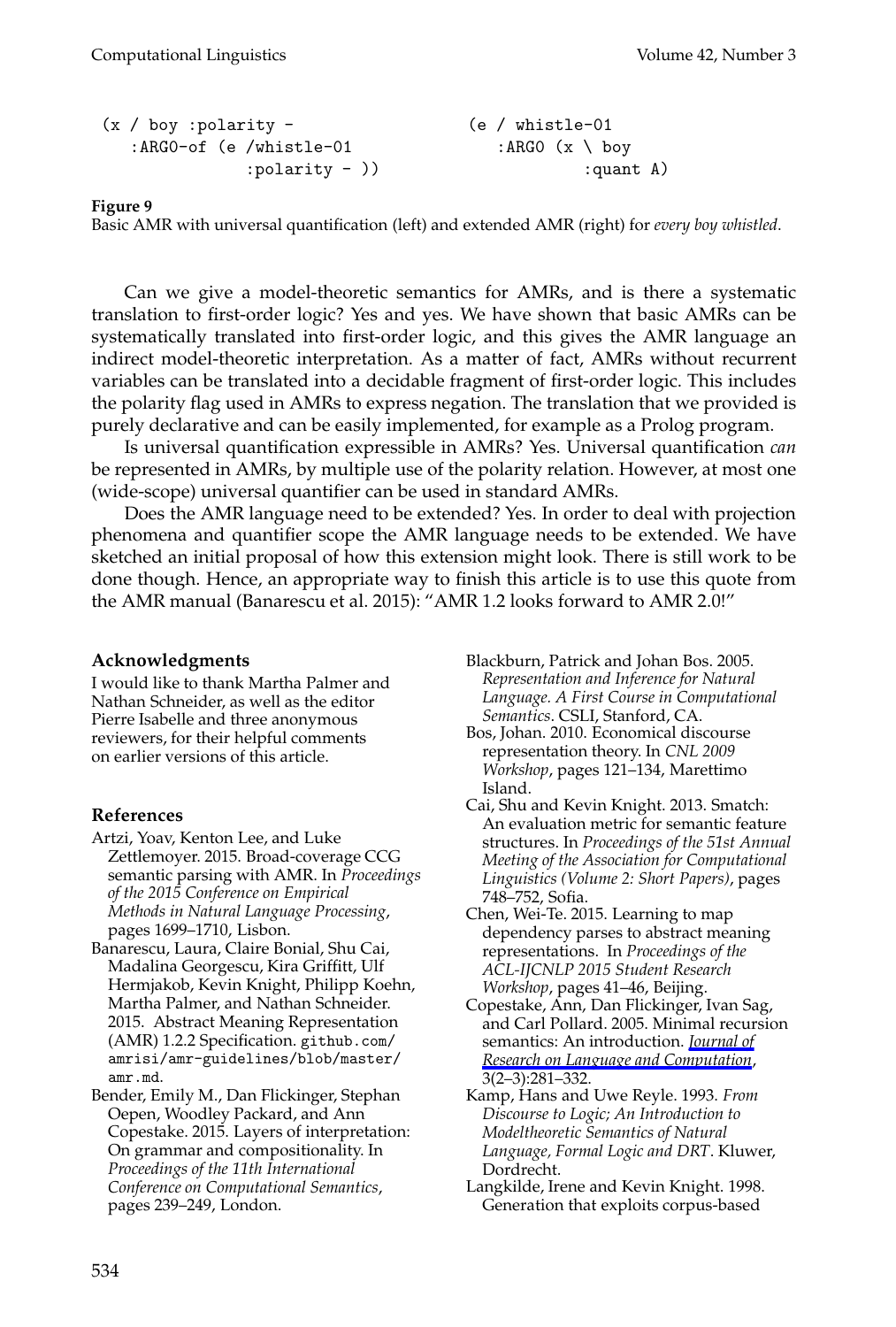```
(x / boy :polarity -                    (e / whistle-01
   :ARG0-of (e /whistle-01                 :ARG0 (x \ boy
               :polarity - ))                       :quant A)
```

**Figure 9**
Basic AMR with universal quantification (left) and extended AMR (right) for *every boy whistled*.

Can we give a model-theoretic semantics for AMRs, and is there a systematic translation to first-order logic? Yes and yes. We have shown that basic AMRs can be systematically translated into first-order logic, and this gives the AMR language an indirect model-theoretic interpretation. As a matter of fact, AMRs without recurrent variables can be translated into a decidable fragment of first-order logic. This includes the polarity flag used in AMRs to express negation. The translation that we provided is purely declarative and can be easily implemented, for example as a Prolog program.

Is universal quantification expressible in AMRs? Yes. Universal quantification *can* be represented in AMRs, by multiple use of the polarity relation. However, at most one (wide-scope) universal quantifier can be used in standard AMRs.

Does the AMR language need to be extended? Yes. In order to deal with projection phenomena and quantifier scope the AMR language needs to be extended. We have sketched an initial proposal of how this extension might look. There is still work to be done though. Hence, an appropriate way to finish this article is to use this quote from the AMR manual (Banarescu et al. 2015): "AMR 1.2 looks forward to AMR 2.0!"

### Acknowledgments

I would like to thank Martha Palmer and Nathan Schneider, as well as the editor Pierre Isabelle and three anonymous reviewers, for their helpful comments on earlier versions of this article.

### References

Artzi, Yoav, Kenton Lee, and Luke Zettlemoyer. 2015. Broad-coverage CCG semantic parsing with AMR. In *Proceedings of the 2015 Conference on Empirical Methods in Natural Language Processing*, pages 1699–1710, Lisbon.

Banarescu, Laura, Claire Bonial, Shu Cai, Madalina Georgescu, Kira Griffitt, Ulf Hermjakob, Kevin Knight, Philipp Koehn, Martha Palmer, and Nathan Schneider. 2015. Abstract Meaning Representation (AMR) 1.2.2 Specification. github.com/amrisi/amr-guidelines/blob/master/amr.md.

Bender, Emily M., Dan Flickinger, Stephan Oepen, Woodley Packard, and Ann Copestake. 2015. Layers of interpretation: On grammar and compositionality. In *Proceedings of the 11th International Conference on Computational Semantics*, pages 239–249, London.

Blackburn, Patrick and Johan Bos. 2005. *Representation and Inference for Natural Language. A First Course in Computational Semantics*. CSLI, Stanford, CA.

Bos, Johan. 2010. Economical discourse representation theory. In *CNL 2009 Workshop*, pages 121–134, Marettimo Island.

Cai, Shu and Kevin Knight. 2013. Smatch: An evaluation metric for semantic feature structures. In *Proceedings of the 51st Annual Meeting of the Association for Computational Linguistics (Volume 2: Short Papers)*, pages 748–752, Sofia.

Chen, Wei-Te. 2015. Learning to map dependency parses to abstract meaning representations. In *Proceedings of the ACL-IJCNLP 2015 Student Research Workshop*, pages 41–46, Beijing.

Copestake, Ann, Dan Flickinger, Ivan Sag, and Carl Pollard. 2005. Minimal recursion semantics: An introduction. *Journal of Research on Language and Computation*, 3(2–3):281–332.

Kamp, Hans and Uwe Reyle. 1993. *From Discourse to Logic; An Introduction to Modeltheoretic Semantics of Natural Language, Formal Logic and DRT*. Kluwer, Dordrecht.

Langkilde, Irene and Kevin Knight. 1998. Generation that exploits corpus-based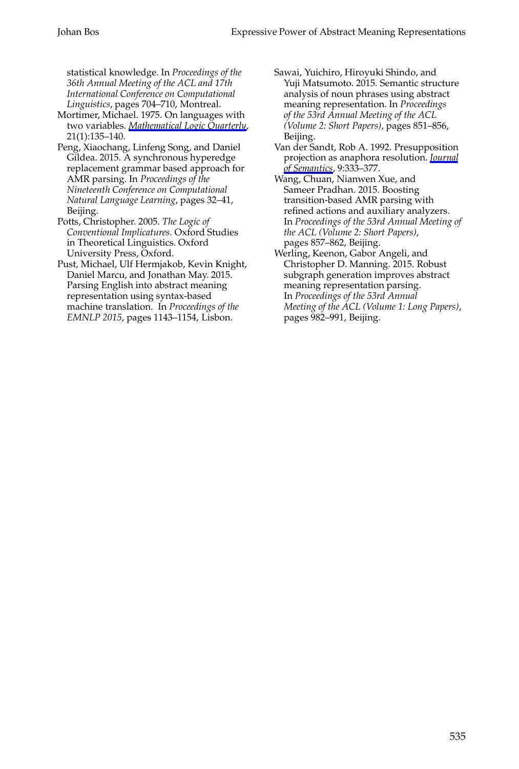statistical knowledge. In *Proceedings of the 36th Annual Meeting of the ACL and 17th International Conference on Computational Linguistics*, pages 704–710, Montreal.

Mortimer, Michael. 1975. On languages with two variables. *Mathematical Logic Quarterly*, 21(1):135–140.

Peng, Xiaochang, Linfeng Song, and Daniel Gildea. 2015. A synchronous hyperedge replacement grammar based approach for AMR parsing. In *Proceedings of the Nineteenth Conference on Computational Natural Language Learning*, pages 32–41, Beijing.

Potts, Christopher. 2005. *The Logic of Conventional Implicatures*. Oxford Studies in Theoretical Linguistics. Oxford University Press, Oxford.

Pust, Michael, Ulf Hermjakob, Kevin Knight, Daniel Marcu, and Jonathan May. 2015. Parsing English into abstract meaning representation using syntax-based machine translation. In *Proceedings of the EMNLP 2015*, pages 1143–1154, Lisbon.

Sawai, Yuichiro, Hiroyuki Shindo, and Yuji Matsumoto. 2015. Semantic structure analysis of noun phrases using abstract meaning representation. In *Proceedings of the 53rd Annual Meeting of the ACL (Volume 2: Short Papers)*, pages 851–856, Beijing.

Van der Sandt, Rob A. 1992. Presupposition projection as anaphora resolution. *Journal of Semantics*, 9:333–377.

Wang, Chuan, Nianwen Xue, and Sameer Pradhan. 2015. Boosting transition-based AMR parsing with refined actions and auxiliary analyzers. In *Proceedings of the 53rd Annual Meeting of the ACL (Volume 2: Short Papers)*, pages 857–862, Beijing.

Werling, Keenon, Gabor Angeli, and Christopher D. Manning. 2015. Robust subgraph generation improves abstract meaning representation parsing. In *Proceedings of the 53rd Annual Meeting of the ACL (Volume 1: Long Papers)*, pages 982–991, Beijing.